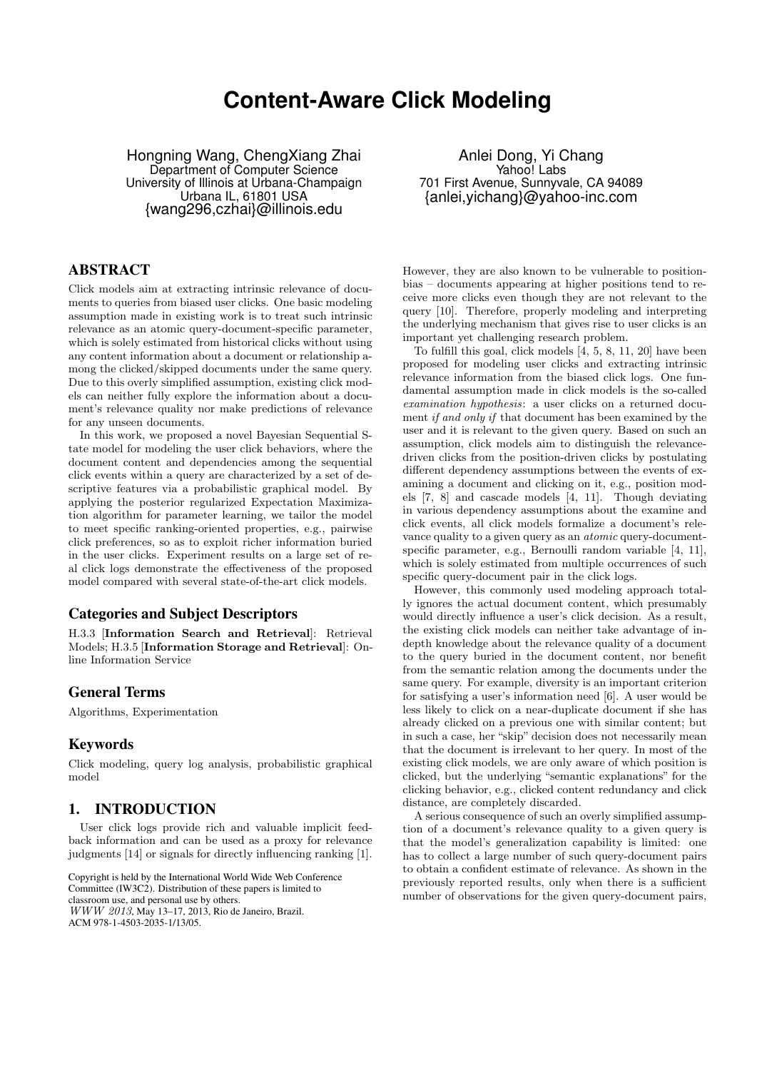# Content-Aware Click Modeling

Hongning Wang, ChengXiang Zhai
Department of Computer Science
University of Illinois at Urbana-Champaign
Urbana IL, 61801 USA
{wang296,czhai}@illinois.edu

Anlei Dong, Yi Chang
Yahoo! Labs
701 First Avenue, Sunnyvale, CA 94089
{anlei,yichang}@yahoo-inc.com

## ABSTRACT

Click models aim at extracting intrinsic relevance of documents to queries from biased user clicks. One basic modeling assumption made in existing work is to treat such intrinsic relevance as an atomic query-document-specific parameter, which is solely estimated from historical clicks without using any content information about a document or relationship among the clicked/skipped documents under the same query. Due to this overly simplified assumption, existing click models can neither fully explore the information about a document's relevance quality nor make predictions of relevance for any unseen documents.

In this work, we proposed a novel Bayesian Sequential State model for modeling the user click behaviors, where the document content and dependencies among the sequential click events within a query are characterized by a set of descriptive features via a probabilistic graphical model. By applying the posterior regularized Expectation Maximization algorithm for parameter learning, we tailor the model to meet specific ranking-oriented properties, e.g., pairwise click preferences, so as to exploit richer information buried in the user clicks. Experiment results on a large set of real click logs demonstrate the effectiveness of the proposed model compared with several state-of-the-art click models.

### Categories and Subject Descriptors

H.3.3 [**Information Search and Retrieval**]: Retrieval Models; H.3.5 [**Information Storage and Retrieval**]: Online Information Service

### General Terms

Algorithms, Experimentation

### Keywords

Click modeling, query log analysis, probabilistic graphical model

## 1. INTRODUCTION

User click logs provide rich and valuable implicit feedback information and can be used as a proxy for relevance judgments [14] or signals for directly influencing ranking [1]. However, they are also known to be vulnerable to position-bias – documents appearing at higher positions tend to receive more clicks even though they are not relevant to the query [10]. Therefore, properly modeling and interpreting the underlying mechanism that gives rise to user clicks is an important yet challenging research problem.

To fulfill this goal, click models [4, 5, 8, 11, 20] have been proposed for modeling user clicks and extracting intrinsic relevance information from the biased click logs. One fundamental assumption made in click models is the so-called *examination hypothesis*: a user clicks on a returned document *if and only if* that document has been examined by the user and it is relevant to the given query. Based on such an assumption, click models aim to distinguish the relevance-driven clicks from the position-driven clicks by postulating different dependency assumptions between the events of examining a document and clicking on it, e.g., position models [7, 8] and cascade models [4, 11]. Though deviating in various dependency assumptions about the examine and click events, all click models formalize a document's relevance quality to a given query as an *atomic* query-document-specific parameter, e.g., Bernoulli random variable [4, 11], which is solely estimated from multiple occurrences of such specific query-document pair in the click logs.

However, this commonly used modeling approach totally ignores the actual document content, which presumably would directly influence a user's click decision. As a result, the existing click models can neither take advantage of in-depth knowledge about the relevance quality of a document to the query buried in the document content, nor benefit from the semantic relation among the documents under the same query. For example, diversity is an important criterion for satisfying a user's information need [6]. A user would be less likely to click on a near-duplicate document if she has already clicked on a previous one with similar content; but in such a case, her "skip" decision does not necessarily mean that the document is irrelevant to her query. In most of the existing click models, we are only aware of which position is clicked, but the underlying "semantic explanations" for the clicking behavior, e.g., clicked content redundancy and click distance, are completely discarded.

A serious consequence of such an overly simplified assumption of a document's relevance quality to a given query is that the model's generalization capability is limited: one has to collect a large number of such query-document pairs to obtain a confident estimate of relevance. As shown in the previously reported results, only when there is a sufficient number of observations for the given query-document pairs,

Copyright is held by the International World Wide Web Conference Committee (IW3C2). Distribution of these papers is limited to classroom use, and personal use by others.
*WWW 2013*, May 13–17, 2013, Rio de Janeiro, Brazil.
ACM 978-1-4503-2035-1/13/05.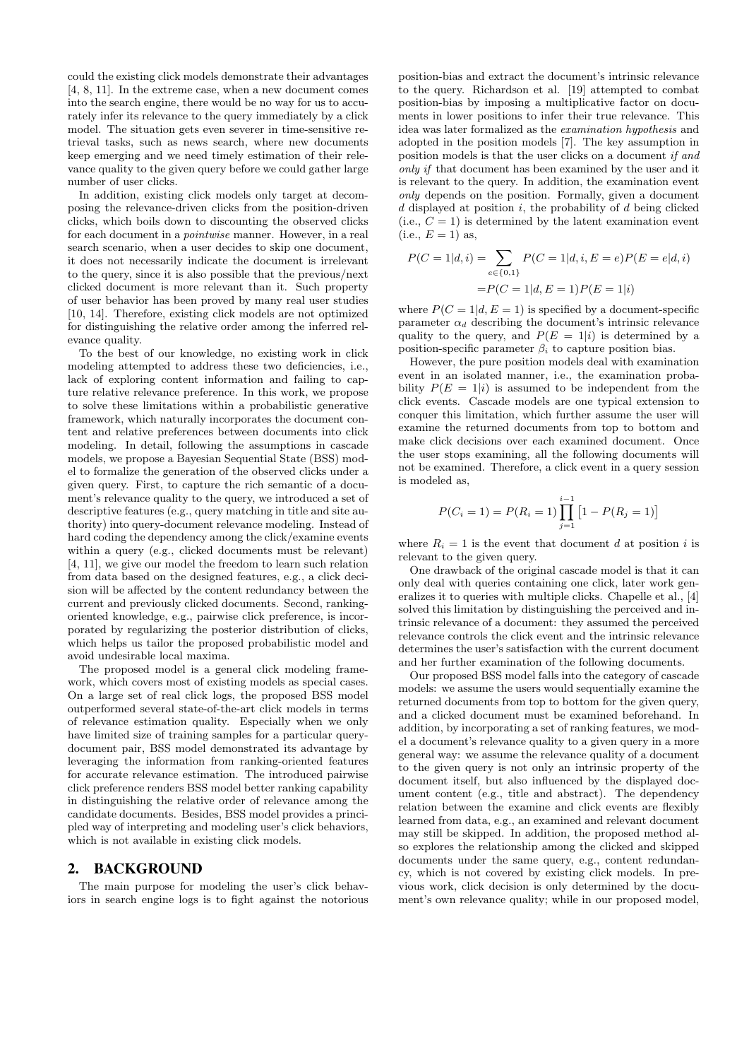could the existing click models demonstrate their advantages [4, 8, 11]. In the extreme case, when a new document comes into the search engine, there would be no way for us to accurately infer its relevance to the query immediately by a click model. The situation gets even severer in time-sensitive retrieval tasks, such as news search, where new documents keep emerging and we need timely estimation of their relevance quality to the given query before we could gather large number of user clicks.

In addition, existing click models only target at decomposing the relevance-driven clicks from the position-driven clicks, which boils down to discounting the observed clicks for each document in a *pointwise* manner. However, in a real search scenario, when a user decides to skip one document, it does not necessarily indicate the document is irrelevant to the query, since it is also possible that the previous/next clicked document is more relevant than it. Such property of user behavior has been proved by many real user studies [10, 14]. Therefore, existing click models are not optimized for distinguishing the relative order among the inferred relevance quality.

To the best of our knowledge, no existing work in click modeling attempted to address these two deficiencies, i.e., lack of exploring content information and failing to capture relative relevance preference. In this work, we propose to solve these limitations within a probabilistic generative framework, which naturally incorporates the document content and relative preferences between documents into click modeling. In detail, following the assumptions in cascade models, we propose a Bayesian Sequential State (BSS) model to formalize the generation of the observed clicks under a given query. First, to capture the rich semantic of a document's relevance quality to the query, we introduced a set of descriptive features (e.g., query matching in title and site authority) into query-document relevance modeling. Instead of hard coding the dependency among the click/examine events within a query (e.g., clicked documents must be relevant) [4, 11], we give our model the freedom to learn such relation from data based on the designed features, e.g., a click decision will be affected by the content redundancy between the current and previously clicked documents. Second, ranking-oriented knowledge, e.g., pairwise click preference, is incorporated by regularizing the posterior distribution of clicks, which helps us tailor the proposed probabilistic model and avoid undesirable local maxima.

The proposed model is a general click modeling framework, which covers most of existing models as special cases. On a large set of real click logs, the proposed BSS model outperformed several state-of-the-art click models in terms of relevance estimation quality. Especially when we only have limited size of training samples for a particular query-document pair, BSS model demonstrated its advantage by leveraging the information from ranking-oriented features for accurate relevance estimation. The introduced pairwise click preference renders BSS model better ranking capability in distinguishing the relative order of relevance among the candidate documents. Besides, BSS model provides a principled way of interpreting and modeling user's click behaviors, which is not available in existing click models.

## 2. BACKGROUND

The main purpose for modeling the user's click behaviors in search engine logs is to fight against the notorious position-bias and extract the document's intrinsic relevance to the query. Richardson et al. [19] attempted to combat position-bias by imposing a multiplicative factor on documents in lower positions to infer their true relevance. This idea was later formalized as the *examination hypothesis* and adopted in the position models [7]. The key assumption in position models is that the user clicks on a document *if and only if* that document has been examined by the user and it is relevant to the query. In addition, the examination event *only* depends on the position. Formally, given a document $d$ displayed at position $i$, the probability of $d$ being clicked (i.e., $C = 1$) is determined by the latent examination event (i.e., $E = 1$) as,

$$
\begin{aligned}
P(C = 1|d, i) &= \sum_{e \in \{0,1\}} P(C = 1|d, i, E = e)P(E = e|d, i) \\
&= P(C = 1|d, E = 1)P(E = 1|i)
\end{aligned}
$$

where $P(C = 1|d, E = 1)$ is specified by a document-specific parameter $\alpha_d$ describing the document's intrinsic relevance quality to the query, and $P(E = 1|i)$ is determined by a position-specific parameter $\beta_i$ to capture position bias.

However, the pure position models deal with examination event in an isolated manner, i.e., the examination probability $P(E = 1|i)$ is assumed to be independent from the click events. Cascade models are one typical extension to conquer this limitation, which further assume the user will examine the returned documents from top to bottom and make click decisions over each examined document. Once the user stops examining, all the following documents will not be examined. Therefore, a click event in a query session is modeled as,

$$
P(C_i = 1) = P(R_i = 1) \prod_{j=1}^{i-1} \left[1 - P(R_j = 1)\right]
$$

where $R_i = 1$ is the event that document $d$ at position $i$ is relevant to the given query.

One drawback of the original cascade model is that it can only deal with queries containing one click, later work generalizes it to queries with multiple clicks. Chapelle et al., [4] solved this limitation by distinguishing the perceived and intrinsic relevance of a document: they assumed the perceived relevance controls the click event and the intrinsic relevance determines the user's satisfaction with the current document and her further examination of the following documents.

Our proposed BSS model falls into the category of cascade models: we assume the users would sequentially examine the returned documents from top to bottom for the given query, and a clicked document must be examined beforehand. In addition, by incorporating a set of ranking features, we model a document's relevance quality to a given query in a more general way: we assume the relevance quality of a document to the given query is not only an intrinsic property of the document itself, but also influenced by the displayed document content (e.g., title and abstract). The dependency relation between the examine and click events are flexibly learned from data, e.g., an examined and relevant document may still be skipped. In addition, the proposed method also explores the relationship among the clicked and skipped documents under the same query, e.g., content redundancy, which is not covered by existing click models. In previous work, click decision is only determined by the document's own relevance quality; while in our proposed model,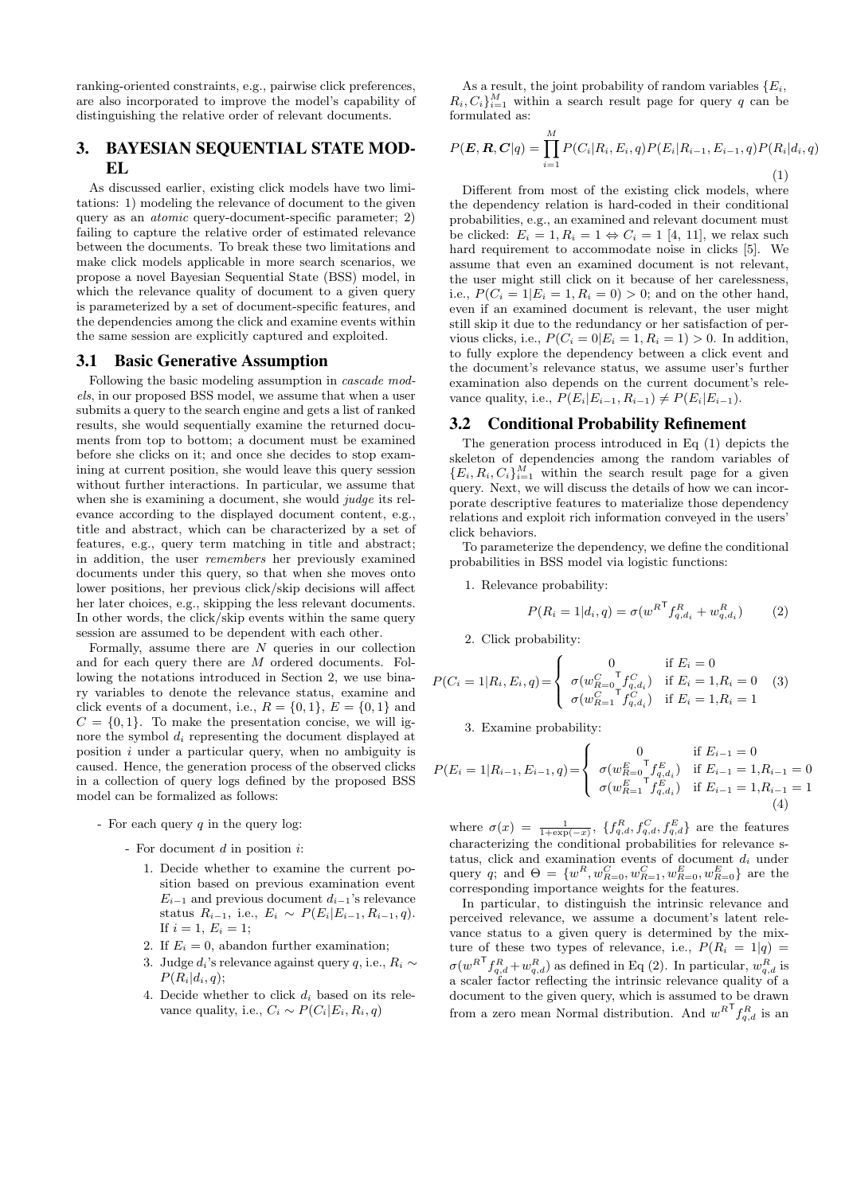ranking-oriented constraints, e.g., pairwise click preferences, are also incorporated to improve the model's capability of distinguishing the relative order of relevant documents.

## 3. BAYESIAN SEQUENTIAL STATE MODEL

As discussed earlier, existing click models have two limitations: 1) modeling the relevance of document to the given query as an *atomic* query-document-specific parameter; 2) failing to capture the relative order of estimated relevance between the documents. To break these two limitations and make click models applicable in more search scenarios, we propose a novel Bayesian Sequential State (BSS) model, in which the relevance quality of document to a given query is parameterized by a set of document-specific features, and the dependencies among the click and examine events within the same session are explicitly captured and exploited.

### 3.1 Basic Generative Assumption

Following the basic modeling assumption in *cascade models*, in our proposed BSS model, we assume that when a user submits a query to the search engine and gets a list of ranked results, she would sequentially examine the returned documents from top to bottom; a document must be examined before she clicks on it; and once she decides to stop examining at current position, she would leave this query session without further interactions. In particular, we assume that when she is examining a document, she would *judge* its relevance according to the displayed document content, e.g., title and abstract, which can be characterized by a set of features, e.g., query term matching in title and abstract; in addition, the user *remembers* her previously examined documents under this query, so that when she moves onto lower positions, her previous click/skip decisions will affect her later choices, e.g., skipping the less relevant documents. In other words, the click/skip events within the same query session are assumed to be dependent with each other.

Formally, assume there are $N$ queries in our collection and for each query there are $M$ ordered documents. Following the notations introduced in Section 2, we use binary variables to denote the relevance status, examine and click events of a document, i.e., $R = \{0, 1\}$, $E = \{0, 1\}$ and $C = \{0, 1\}$. To make the presentation concise, we will ignore the symbol $d_i$ representing the document displayed at position $i$ under a particular query, when no ambiguity is caused. Hence, the generation process of the observed clicks in a collection of query logs defined by the proposed BSS model can be formalized as follows:

- For each query $q$ in the query log:
  - For document $d$ in position $i$:
    1. Decide whether to examine the current position based on previous examination event $E_{i-1}$ and previous document $d_{i-1}$'s relevance status $R_{i-1}$, i.e., $E_i \sim P(E_i|E_{i-1}, R_{i-1}, q)$. If $i = 1$, $E_i = 1$;
    2. If $E_i = 0$, abandon further examination;
    3. Judge $d_i$'s relevance against query $q$, i.e., $R_i \sim P(R_i|d_i, q)$;
    4. Decide whether to click $d_i$ based on its relevance quality, i.e., $C_i \sim P(C_i|E_i, R_i, q)$

As a result, the joint probability of random variables $\{E_i, R_i, C_i\}_{i=1}^M$ within a search result page for query $q$ can be formulated as:

$$P(\boldsymbol{E}, \boldsymbol{R}, \boldsymbol{C}|q) = \prod_{i=1}^{M} P(C_i|R_i, E_i, q)P(E_i|R_{i-1}, E_{i-1}, q)P(R_i|d_i, q) \tag{1}$$

Different from most of the existing click models, where the dependency relation is hard-coded in their conditional probabilities, e.g., an examined and relevant document must be clicked: $E_i = 1, R_i = 1 \Leftrightarrow C_i = 1$ [4, 11], we relax such hard requirement to accommodate noise in clicks [5]. We assume that even an examined document is not relevant, the user might still click on it because of her carelessness, i.e., $P(C_i = 1|E_i = 1, R_i = 0) > 0$; and on the other hand, even if an examined document is relevant, the user might still skip it due to the redundancy or her satisfaction of pervious clicks, i.e., $P(C_i = 0|E_i = 1, R_i = 1) > 0$. In addition, to fully explore the dependency between a click event and the document's relevance status, we assume user's further examination also depends on the current document's relevance quality, i.e., $P(E_i|E_{i-1}, R_{i-1}) \neq P(E_i|E_{i-1})$.

### 3.2 Conditional Probability Refinement

The generation process introduced in Eq (1) depicts the skeleton of dependencies among the random variables of $\{E_i, R_i, C_i\}_{i=1}^M$ within the search result page for a given query. Next, we will discuss the details of how we can incorporate descriptive features to materialize those dependency relations and exploit rich information conveyed in the users' click behaviors.

To parameterize the dependency, we define the conditional probabilities in BSS model via logistic functions:

1. Relevance probability:

$$P(R_i = 1|d_i, q) = \sigma({w^R}^{\mathsf{T}} f^R_{q,d_i} + w^R_{q,d_i}) \tag{2}$$

2. Click probability:

$$P(C_i = 1|R_i, E_i, q) = \begin{cases} 0 & \text{if } E_i = 0 \\ \sigma({w^C_{R=0}}^{\mathsf{T}} f^C_{q,d_i}) & \text{if } E_i = 1, R_i = 0 \\ \sigma({w^C_{R=1}}^{\mathsf{T}} f^C_{q,d_i}) & \text{if } E_i = 1, R_i = 1 \end{cases} \tag{3}$$

3. Examine probability:

$$P(E_i = 1|R_{i-1}, E_{i-1}, q) = \begin{cases} 0 & \text{if } E_{i-1} = 0 \\ \sigma({w^E_{R=0}}^{\mathsf{T}} f^E_{q,d_i}) & \text{if } E_{i-1} = 1, R_{i-1} = 0 \\ \sigma({w^E_{R=1}}^{\mathsf{T}} f^E_{q,d_i}) & \text{if } E_{i-1} = 1, R_{i-1} = 1 \end{cases} \tag{4}$$

where $\sigma(x) = \frac{1}{1+\exp(-x)}$, $\{f^R_{q,d}, f^C_{q,d}, f^E_{q,d}\}$ are the features characterizing the conditional probabilities for relevance status, click and examination events of document $d_i$ under query $q$; and $\Theta = \{w^R, w^C_{R=0}, w^C_{R=1}, w^E_{R=0}, w^E_{R=0}\}$ are the corresponding importance weights for the features.

In particular, to distinguish the intrinsic relevance and perceived relevance, we assume a document's latent relevance status to a given query is determined by the mixture of these two types of relevance, i.e., $P(R_i = 1|q) = \sigma({w^R}^{\mathsf{T}} f^R_{q,d} + w^R_{q,d})$ as defined in Eq (2). In particular, $w^R_{q,d}$ is a scaler factor reflecting the intrinsic relevance quality of a document to the given query, which is assumed to be drawn from a zero mean Normal distribution. And ${w^R}^{\mathsf{T}} f^R_{q,d}$ is an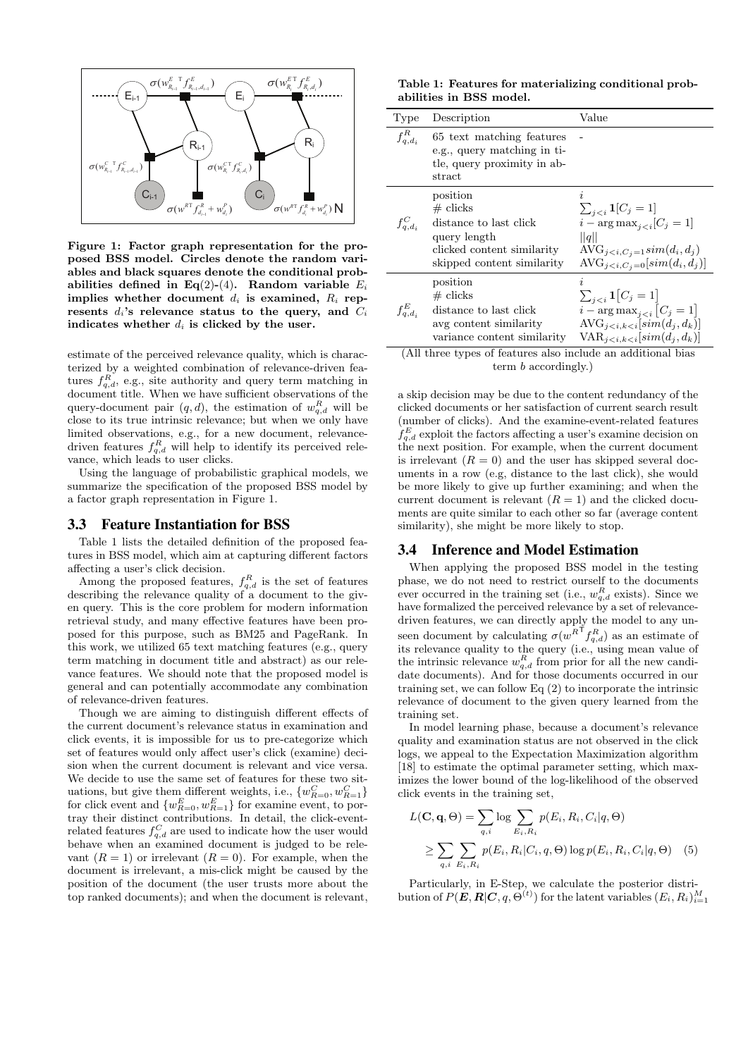Figure 1: Factor graph representation for the proposed BSS model. Circles denote the random variables and black squares denote the conditional probabilities defined in Eq(2)-(4). Random variable $E_i$ implies whether document $d_i$ is examined, $R_i$ represents $d_i$'s relevance status to the query, and $C_i$ indicates whether $d_i$ is clicked by the user.

estimate of the perceived relevance quality, which is characterized by a weighted combination of relevance-driven features $f^R_{q,d}$, e.g., site authority and query term matching in document title. When we have sufficient observations of the query-document pair $(q, d)$, the estimation of $w^R_{q,d}$ will be close to its true intrinsic relevance; but when we only have limited observations, e.g., for a new document, relevance-driven features $f^R_{q,d}$ will help to identify its perceived relevance, which leads to user clicks.

Using the language of probabilistic graphical models, we summarize the specification of the proposed BSS model by a factor graph representation in Figure 1.

## 3.3 Feature Instantiation for BSS

Table 1 lists the detailed definition of the proposed features in BSS model, which aim at capturing different factors affecting a user's click decision.

Among the proposed features, $f^R_{q,d}$ is the set of features describing the relevance quality of a document to the given query. This is the core problem for modern information retrieval study, and many effective features have been proposed for this purpose, such as BM25 and PageRank. In this work, we utilized 65 text matching features (e.g., query term matching in document title and abstract) as our relevance features. We should note that the proposed model is general and can potentially accommodate any combination of relevance-driven features.

Though we are aiming to distinguish different effects of the current document's relevance status in examination and click events, it is impossible for us to pre-categorize which set of features would only affect user's click (examine) decision when the current document is relevant and vice versa. We decide to use the same set of features for these two situations, but give them different weights, i.e., $\{w^C_{R=0}, w^C_{R=1}\}$ for click event and $\{w^E_{R=0}, w^E_{R=1}\}$ for examine event, to portray their distinct contributions. In detail, the click-event-related features $f^C_{q,d}$ are used to indicate how the user would behave when an examined document is judged to be relevant $(R = 1)$ or irrelevant $(R = 0)$. For example, when the document is irrelevant, a mis-click might be caused by the position of the document (the user trusts more about the top ranked documents); and when the document is relevant,

**Table 1: Features for materializing conditional probabilities in BSS model.**

| Type | Description | Value |
|---|---|---|
| $f^R_{q,d_i}$ | 65 text matching features e.g., query matching in title, query proximity in abstract | - |
| $f^C_{q,d_i}$ | position | $i$ |
| | # clicks | $\sum_{j<i} \mathbf{1}[C_j = 1]$ |
| | distance to last click | $i - \arg\max_{j<i}[C_j = 1]$ |
| | query length | $\|\|q\|\|$ |
| | clicked content similarity | $\text{AVG}_{j<i,C_j=1} sim(d_i, d_j)$ |
| | skipped content similarity | $\text{AVG}_{j<i,C_j=0}[sim(d_i, d_j)]$ |
| $f^E_{q,d_i}$ | position | $i$ |
| | # clicks | $\sum_{j<i} \mathbf{1}[C_j = 1]$ |
| | distance to last click | $i - \arg\max_{j<i}[C_j = 1]$ |
| | avg content similarity | $\text{AVG}_{j<i,k<i}[sim(d_j, d_k)]$ |
| | variance content similarity | $\text{VAR}_{j<i,k<i}[sim(d_j, d_k)]$ |

(All three types of features also include an additional bias term $b$ accordingly.)

a skip decision may be due to the content redundancy of the clicked documents or her satisfaction of current search result (number of clicks). And the examine-event-related features $f^E_{q,d}$ exploit the factors affecting a user's examine decision on the next position. For example, when the current document is irrelevant $(R = 0)$ and the user has skipped several documents in a row (e.g, distance to the last click), she would be more likely to give up further examining; and when the current document is relevant $(R = 1)$ and the clicked documents are quite similar to each other so far (average content similarity), she might be more likely to stop.

## 3.4 Inference and Model Estimation

When applying the proposed BSS model in the testing phase, we do not need to restrict ourself to the documents ever occurred in the training set (i.e., $w^R_{q,d}$ exists). Since we have formalized the perceived relevance by a set of relevance-driven features, we can directly apply the model to any unseen document by calculating $\sigma({w^R}^{\mathsf{T}} f^R_{q,d})$ as an estimate of its relevance quality to the query (i.e., using mean value of the intrinsic relevance $w^R_{q,d}$ from prior for all the new candidate documents). And for those documents occurred in our training set, we can follow Eq (2) to incorporate the intrinsic relevance of document to the given query learned from the training set.

In model learning phase, because a document's relevance quality and examination status are not observed in the click logs, we appeal to the Expectation Maximization algorithm [18] to estimate the optimal parameter setting, which maximizes the lower bound of the log-likelihood of the observed click events in the training set,

$$
\begin{aligned}
L(\mathbf{C}, \mathbf{q}, \Theta) &= \sum_{q,i} \log \sum_{E_i, R_i} p(E_i, R_i, C_i | q, \Theta) \\
&\geq \sum_{q,i} \sum_{E_i, R_i} p(E_i, R_i | C_i, q, \Theta) \log p(E_i, R_i, C_i | q, \Theta) \quad (5)
\end{aligned}
$$

Particularly, in E-Step, we calculate the posterior distribution of $P(\boldsymbol{E}, \boldsymbol{R} | \boldsymbol{C}, q, \Theta^{(t)})$ for the latent variables $(E_i, R_i)^M_{i=1}$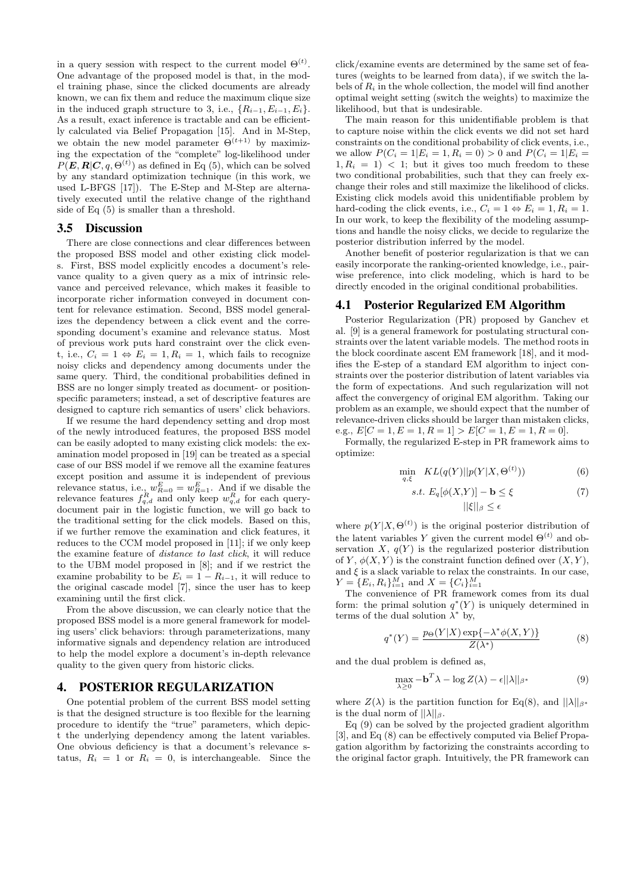in a query session with respect to the current model $\Theta^{(t)}$. One advantage of the proposed model is that, in the model training phase, since the clicked documents are already known, we can fix them and reduce the maximum clique size in the induced graph structure to 3, i.e., $\{R_{i-1}, E_{i-1}, E_i\}$. As a result, exact inference is tractable and can be efficiently calculated via Belief Propagation [15]. And in M-Step, we obtain the new model parameter $\Theta^{(t+1)}$ by maximizing the expectation of the "complete" log-likelihood under $P(\boldsymbol{E}, \boldsymbol{R}|\boldsymbol{C}, q, \Theta^{(t)})$ as defined in Eq (5), which can be solved by any standard optimization technique (in this work, we used L-BFGS [17]). The E-Step and M-Step are alternatively executed until the relative change of the righthand side of Eq (5) is smaller than a threshold.

### 3.5 Discussion

There are close connections and clear differences between the proposed BSS model and other existing click models. First, BSS model explicitly encodes a document's relevance quality to a given query as a mix of intrinsic relevance and perceived relevance, which makes it feasible to incorporate richer information conveyed in document content for relevance estimation. Second, BSS model generalizes the dependency between a click event and the corresponding document's examine and relevance status. Most of previous work puts hard constraint over the click event, i.e., $C_i = 1 \Leftrightarrow E_i = 1, R_i = 1$, which fails to recognize noisy clicks and dependency among documents under the same query. Third, the conditional probabilities defined in BSS are no longer simply treated as document- or position-specific parameters; instead, a set of descriptive features are designed to capture rich semantics of users' click behaviors.

If we resume the hard dependency setting and drop most of the newly introduced features, the proposed BSS model can be easily adopted to many existing click models: the examination model proposed in [19] can be treated as a special case of our BSS model if we remove all the examine features except position and assume it is independent of previous relevance status, i.e., $w^E_{R=0} = w^E_{R=1}$. And if we disable the relevance features $f^R_{q,d}$ and only keep $w^R_{q,d}$ for each query-document pair in the logistic function, we will go back to the traditional setting for the click models. Based on this, if we further remove the examination and click features, it reduces to the CCM model proposed in [11]; if we only keep the examine feature of *distance to last click*, it will reduce to the UBM model proposed in [8]; and if we restrict the examine probability to be $E_i = 1 - R_{i-1}$, it will reduce to the original cascade model [7], since the user has to keep examining until the first click.

From the above discussion, we can clearly notice that the proposed BSS model is a more general framework for modeling users' click behaviors: through parameterizations, many informative signals and dependency relation are introduced to help the model explore a document's in-depth relevance quality to the given query from historic clicks.

## 4. POSTERIOR REGULARIZATION

One potential problem of the current BSS model setting is that the designed structure is too flexible for the learning procedure to identify the "true" parameters, which depict the underlying dependency among the latent variables. One obvious deficiency is that a document's relevance status, $R_i = 1$ or $R_i = 0$, is interchangeable. Since the click/examine events are determined by the same set of features (weights to be learned from data), if we switch the labels of $R_i$ in the whole collection, the model will find another optimal weight setting (switch the weights) to maximize the likelihood, but that is undesirable.

The main reason for this unidentifiable problem is that to capture noise within the click events we did not set hard constraints on the conditional probability of click events, i.e., we allow $P(C_i = 1|E_i = 1, R_i = 0) > 0$ and $P(C_i = 1|E_i = 1, R_i = 1) < 1$; but it gives too much freedom to these two conditional probabilities, such that they can freely exchange their roles and still maximize the likelihood of clicks. Existing click models avoid this unidentifiable problem by hard-coding the click events, i.e., $C_i = 1 \Leftrightarrow E_i = 1, R_i = 1$. In our work, to keep the flexibility of the modeling assumptions and handle the noisy clicks, we decide to regularize the posterior distribution inferred by the model.

Another benefit of posterior regularization is that we can easily incorporate the ranking-oriented knowledge, i.e., pairwise preference, into click modeling, which is hard to be directly encoded in the original conditional probabilities.

### 4.1 Posterior Regularized EM Algorithm

Posterior Regularization (PR) proposed by Ganchev et al. [9] is a general framework for postulating structural constraints over the latent variable models. The method roots in the block coordinate ascent EM framework [18], and it modifies the E-step of a standard EM algorithm to inject constraints over the posterior distribution of latent variables via the form of expectations. And such regularization will not affect the convergency of original EM algorithm. Taking our problem as an example, we should expect that the number of relevance-driven clicks should be larger than mistaken clicks, e.g., $E[C = 1, E = 1, R = 1] > E[C = 1, E = 1, R = 0]$.

Formally, the regularized E-step in PR framework aims to optimize:

$$\min_{q,\xi} \quad KL(q(Y)||p(Y|X, \Theta^{(t)})) \tag{6}$$

$$s.t. \; E_q[\phi(X,Y)] - \mathbf{b} \le \xi \tag{7}$$
$$||\xi||_\beta \le \epsilon$$

where $p(Y|X, \Theta^{(t)})$ is the original posterior distribution of the latent variables $Y$ given the current model $\Theta^{(t)}$ and observation $X$, $q(Y)$ is the regularized posterior distribution of $Y$, $\phi(X, Y)$ is the constraint function defined over $(X, Y)$, and $\xi$ is a slack variable to relax the constraints. In our case, $Y = \{E_i, R_i\}_{i=1}^M$ and $X = \{C_i\}_{i=1}^M$

The convenience of PR framework comes from its dual form: the primal solution $q^*(Y)$ is uniquely determined in terms of the dual solution $\lambda^*$ by,

$$q^*(Y) = \frac{p_\Theta(Y|X)\exp\{-\lambda^*\phi(X,Y)\}}{Z(\lambda^*)} \tag{8}$$

and the dual problem is defined as,

$$\max_{\lambda \ge 0} -\mathbf{b}^T\lambda - \log Z(\lambda) - \epsilon||\lambda||_{\beta^*} \tag{9}$$

where $Z(\lambda)$ is the partition function for Eq(8), and $||\lambda||_{\beta^*}$ is the dual norm of $||\lambda||_\beta$.

Eq (9) can be solved by the projected gradient algorithm [3], and Eq (8) can be effectively computed via Belief Propagation algorithm by factorizing the constraints according to the original factor graph. Intuitively, the PR framework can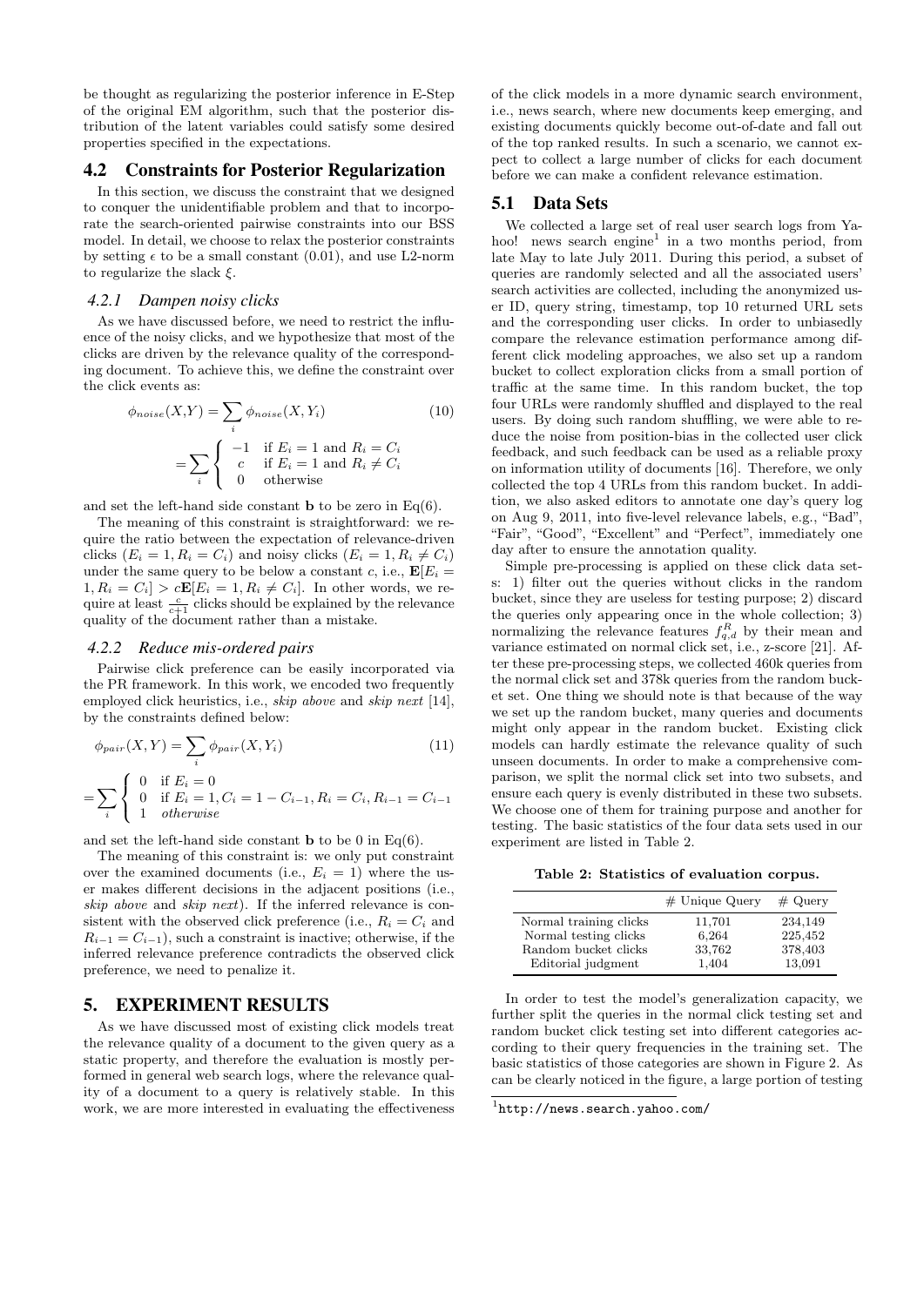be thought as regularizing the posterior inference in E-Step of the original EM algorithm, such that the posterior distribution of the latent variables could satisfy some desired properties specified in the expectations.

## 4.2 Constraints for Posterior Regularization

In this section, we discuss the constraint that we designed to conquer the unidentifiable problem and that to incorporate the search-oriented pairwise constraints into our BSS model. In detail, we choose to relax the posterior constraints by setting $\epsilon$ to be a small constant (0.01), and use L2-norm to regularize the slack $\xi$.

### 4.2.1 Dampen noisy clicks

As we have discussed before, we need to restrict the influence of the noisy clicks, and we hypothesize that most of the clicks are driven by the relevance quality of the corresponding document. To achieve this, we define the constraint over the click events as:

$$\phi_{noise}(X,Y) = \sum_i \phi_{noise}(X, Y_i) \quad (10)$$

$$= \sum_i \begin{cases} -1 & \text{if } E_i = 1 \text{ and } R_i = C_i \\ c & \text{if } E_i = 1 \text{ and } R_i \neq C_i \\ 0 & \text{otherwise} \end{cases}$$

and set the left-hand side constant $\mathbf{b}$ to be zero in Eq(6).

The meaning of this constraint is straightforward: we require the ratio between the expectation of relevance-driven clicks ($E_i = 1, R_i = C_i$) and noisy clicks ($E_i = 1, R_i \neq C_i$) under the same query to be below a constant $c$, i.e., $\mathbf{E}[E_i = 1, R_i = C_i] > c\mathbf{E}[E_i = 1, R_i \neq C_i]$. In other words, we require at least $\frac{c}{c+1}$ clicks should be explained by the relevance quality of the document rather than a mistake.

### 4.2.2 Reduce mis-ordered pairs

Pairwise click preference can be easily incorporated via the PR framework. In this work, we encoded two frequently employed click heuristics, i.e., *skip above* and *skip next* [14], by the constraints defined below:

$$\phi_{pair}(X,Y) = \sum_i \phi_{pair}(X, Y_i) \quad (11)$$

$$= \sum_i \begin{cases} 0 & \text{if } E_i = 0 \\ 0 & \text{if } E_i = 1, C_i = 1 - C_{i-1}, R_i = C_i, R_{i-1} = C_{i-1} \\ 1 & \textit{otherwise} \end{cases}$$

and set the left-hand side constant $\mathbf{b}$ to be 0 in Eq(6).

The meaning of this constraint is: we only put constraint over the examined documents (i.e., $E_i = 1$) where the user makes different decisions in the adjacent positions (i.e., *skip above* and *skip next*). If the inferred relevance is consistent with the observed click preference (i.e., $R_i = C_i$ and $R_{i-1} = C_{i-1}$), such a constraint is inactive; otherwise, if the inferred relevance preference contradicts the observed click preference, we need to penalize it.

# 5. EXPERIMENT RESULTS

As we have discussed most of existing click models treat the relevance quality of a document to the given query as a static property, and therefore the evaluation is mostly performed in general web search logs, where the relevance quality of a document to a query is relatively stable. In this work, we are more interested in evaluating the effectiveness of the click models in a more dynamic search environment, i.e., news search, where new documents keep emerging, and existing documents quickly become out-of-date and fall out of the top ranked results. In such a scenario, we cannot expect to collect a large number of clicks for each document before we can make a confident relevance estimation.

## 5.1 Data Sets

We collected a large set of real user search logs from Yahoo! news search engine[1] in a two months period, from late May to late July 2011. During this period, a subset of queries are randomly selected and all the associated users' search activities are collected, including the anonymized user ID, query string, timestamp, top 10 returned URL sets and the corresponding user clicks. In order to unbiasedly compare the relevance estimation performance among different click modeling approaches, we also set up a random bucket to collect exploration clicks from a small portion of traffic at the same time. In this random bucket, the top four URLs were randomly shuffled and displayed to the real users. By doing such random shuffling, we were able to reduce the noise from position-bias in the collected user click feedback, and such feedback can be used as a reliable proxy on information utility of documents [16]. Therefore, we only collected the top 4 URLs from this random bucket. In addition, we also asked editors to annotate one day's query log on Aug 9, 2011, into five-level relevance labels, e.g., "Bad", "Fair", "Good", "Excellent" and "Perfect", immediately one day after to ensure the annotation quality.

Simple pre-processing is applied on these click data sets: 1) filter out the queries without clicks in the random bucket, since they are useless for testing purpose; 2) discard the queries only appearing once in the whole collection; 3) normalizing the relevance features $f^R_{q,d}$ by their mean and variance estimated on normal click set, i.e., z-score [21]. After these pre-processing steps, we collected 460k queries from the normal click set and 378k queries from the random bucket set. One thing we should note is that because of the way we set up the random bucket, many queries and documents might only appear in the random bucket. Existing click models can hardly estimate the relevance quality of such unseen documents. In order to make a comprehensive comparison, we split the normal click set into two subsets, and ensure each query is evenly distributed in these two subsets. We choose one of them for training purpose and another for testing. The basic statistics of the four data sets used in our experiment are listed in Table 2.

**Table 2: Statistics of evaluation corpus.**

| | # Unique Query | # Query |
|---|---|---|
| Normal training clicks | 11,701 | 234,149 |
| Normal testing clicks | 6,264 | 225,452 |
| Random bucket clicks | 33,762 | 378,403 |
| Editorial judgment | 1,404 | 13,091 |

In order to test the model's generalization capacity, we further split the queries in the normal click testing set and random bucket click testing set into different categories according to their query frequencies in the training set. The basic statistics of those categories are shown in Figure 2. As can be clearly noticed in the figure, a large portion of testing

[1] http://news.search.yahoo.com/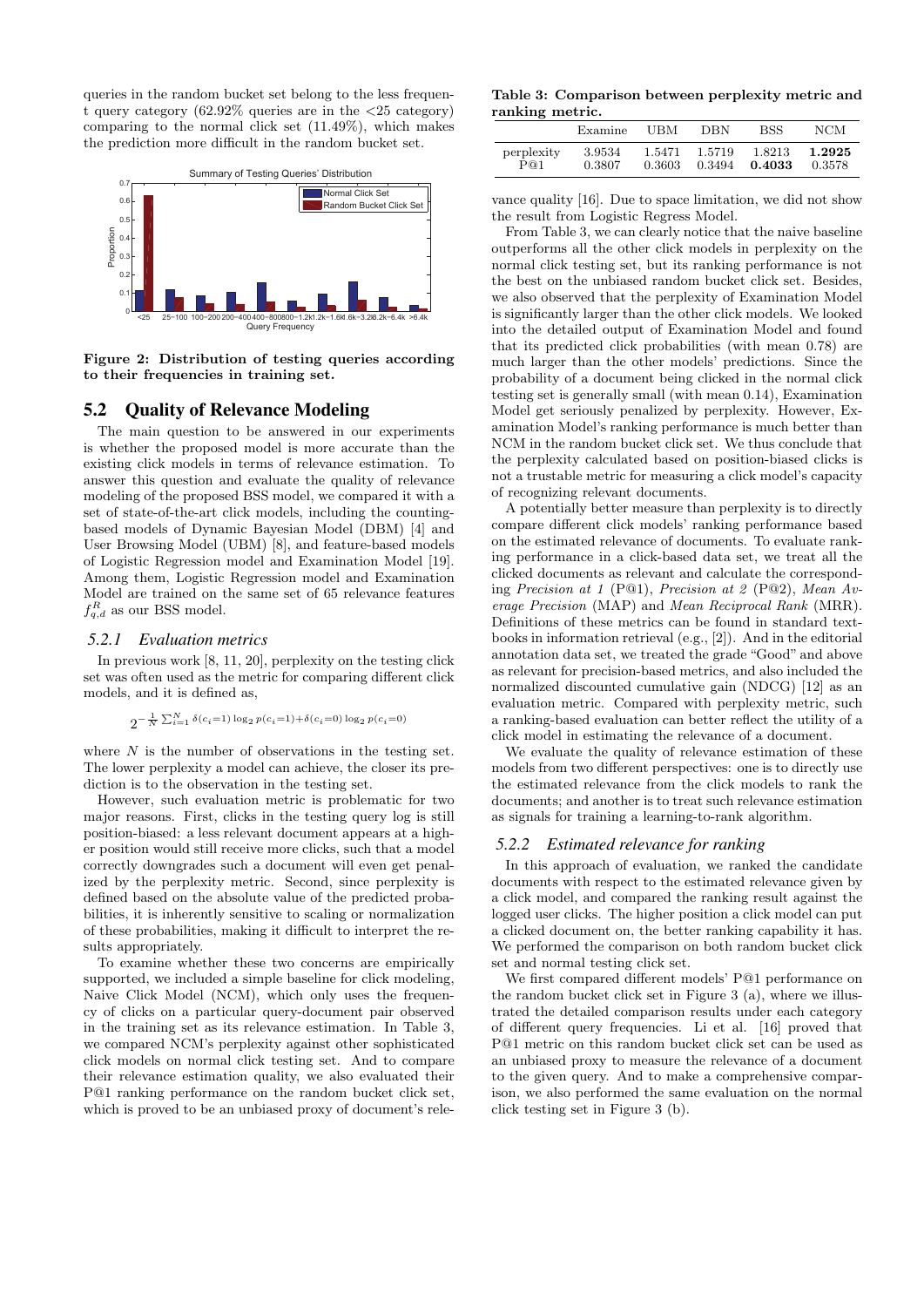queries in the random bucket set belong to the less frequent query category (62.92% queries are in the <25 category) comparing to the normal click set (11.49%), which makes the prediction more difficult in the random bucket set.

**Figure 2: Distribution of testing queries according to their frequencies in training set.**

## 5.2 Quality of Relevance Modeling

The main question to be answered in our experiments is whether the proposed model is more accurate than the existing click models in terms of relevance estimation. To answer this question and evaluate the quality of relevance modeling of the proposed BSS model, we compared it with a set of state-of-the-art click models, including the counting-based models of Dynamic Bayesian Model (DBM) [4] and User Browsing Model (UBM) [8], and feature-based models of Logistic Regression model and Examination Model [19]. Among them, Logistic Regression model and Examination Model are trained on the same set of 65 relevance features $f^R_{q,d}$ as our BSS model.

### 5.2.1 Evaluation metrics

In previous work [8, 11, 20], perplexity on the testing click set was often used as the metric for comparing different click models, and it is defined as,

$$2^{-\frac{1}{N}\sum_{i=1}^{N}\delta(c_i=1)\log_2 p(c_i=1)+\delta(c_i=0)\log_2 p(c_i=0)}$$

where $N$ is the number of observations in the testing set. The lower perplexity a model can achieve, the closer its prediction is to the observation in the testing set.

However, such evaluation metric is problematic for two major reasons. First, clicks in the testing query log is still position-biased: a less relevant document appears at a higher position would still receive more clicks, such that a model correctly downgrades such a document will even get penalized by the perplexity metric. Second, since perplexity is defined based on the absolute value of the predicted probabilities, it is inherently sensitive to scaling or normalization of these probabilities, making it difficult to interpret the results appropriately.

To examine whether these two concerns are empirically supported, we included a simple baseline for click modeling, Naive Click Model (NCM), which only uses the frequency of clicks on a particular query-document pair observed in the training set as its relevance estimation. In Table 3, we compared NCM's perplexity against other sophisticated click models on normal click testing set. And to compare their relevance estimation quality, we also evaluated their P@1 ranking performance on the random bucket click set, which is proved to be an unbiased proxy of document's relevance quality [16]. Due to space limitation, we did not show the result from Logistic Regress Model.

**Table 3: Comparison between perplexity metric and ranking metric.**

| | Examine | UBM | DBN | BSS | NCM |
|---|---|---|---|---|---|
| perplexity | 3.9534 | 1.5471 | 1.5719 | 1.8213 | **1.2925** |
| P@1 | 0.3807 | 0.3603 | 0.3494 | **0.4033** | 0.3578 |

From Table 3, we can clearly notice that the naive baseline outperforms all the other click models in perplexity on the normal click testing set, but its ranking performance is not the best on the unbiased random bucket click set. Besides, we also observed that the perplexity of Examination Model is significantly larger than the other click models. We looked into the detailed output of Examination Model and found that its predicted click probabilities (with mean 0.78) are much larger than the other models' predictions. Since the probability of a document being clicked in the normal click testing set is generally small (with mean 0.14), Examination Model get seriously penalized by perplexity. However, Examination Model's ranking performance is much better than NCM in the random bucket click set. We thus conclude that the perplexity calculated based on position-biased clicks is not a trustable metric for measuring a click model's capacity of recognizing relevant documents.

A potentially better measure than perplexity is to directly compare different click models' ranking performance based on the estimated relevance of documents. To evaluate ranking performance in a click-based data set, we treat all the clicked documents as relevant and calculate the corresponding *Precision at 1* (P@1), *Precision at 2* (P@2), *Mean Average Precision* (MAP) and *Mean Reciprocal Rank* (MRR). Definitions of these metrics can be found in standard textbooks in information retrieval (e.g., [2]). And in the editorial annotation data set, we treated the grade "Good" and above as relevant for precision-based metrics, and also included the normalized discounted cumulative gain (NDCG) [12] as an evaluation metric. Compared with perplexity metric, such a ranking-based evaluation can better reflect the utility of a click model in estimating the relevance of a document.

We evaluate the quality of relevance estimation of these models from two different perspectives: one is to directly use the estimated relevance from the click models to rank the documents; and another is to treat such relevance estimation as signals for training a learning-to-rank algorithm.

### 5.2.2 Estimated relevance for ranking

In this approach of evaluation, we ranked the candidate documents with respect to the estimated relevance given by a click model, and compared the ranking result against the logged user clicks. The higher position a click model can put a clicked document on, the better ranking capability it has. We performed the comparison on both random bucket click set and normal testing click set.

We first compared different models' P@1 performance on the random bucket click set in Figure 3 (a), where we illustrated the detailed comparison results under each category of different query frequencies. Li et al. [16] proved that P@1 metric on this random bucket click set can be used as an unbiased proxy to measure the relevance of a document to the given query. And to make a comprehensive comparison, we also performed the same evaluation on the normal click testing set in Figure 3 (b).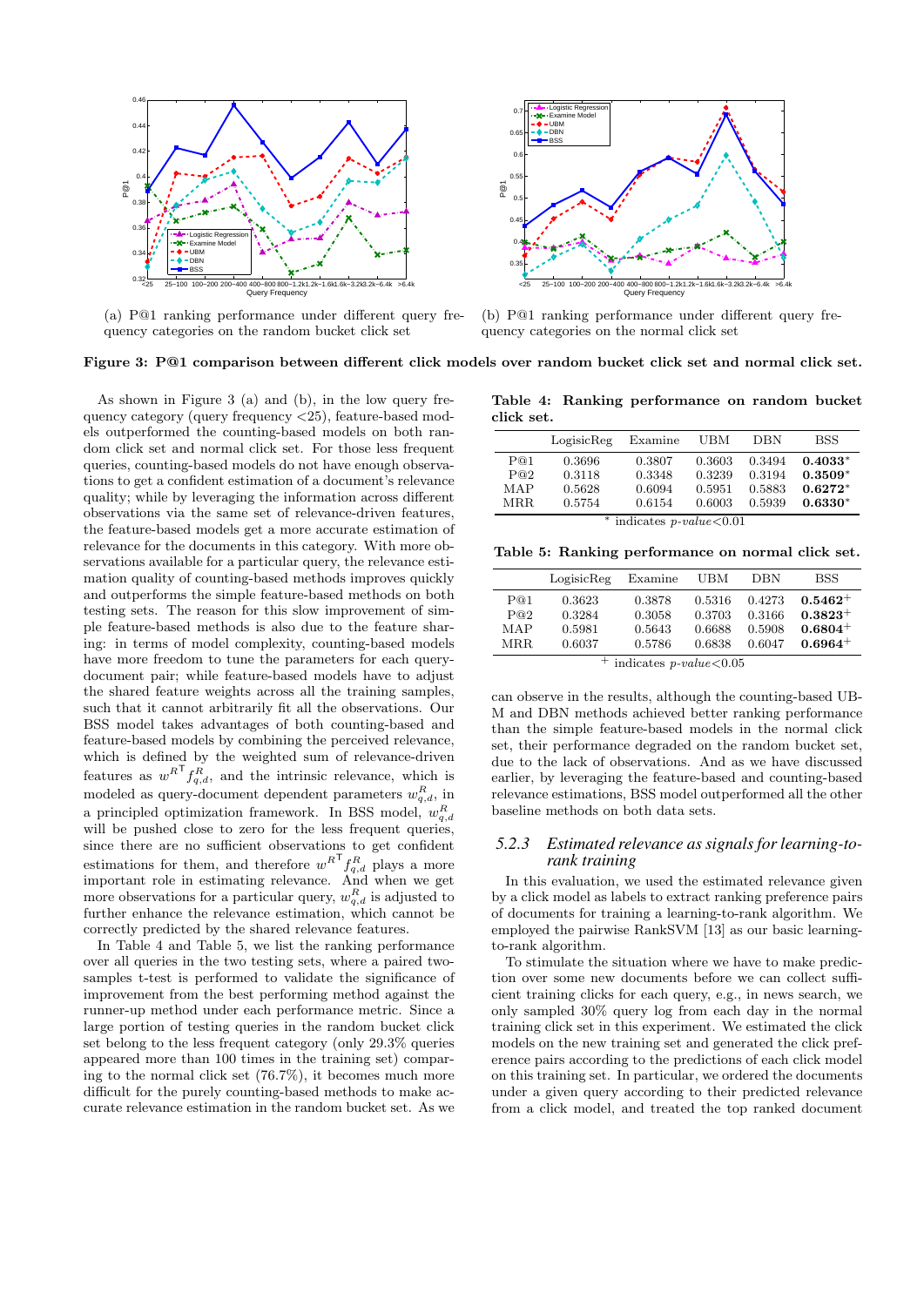(a) P@1 ranking performance under different query frequency categories on the random bucket click set

(b) P@1 ranking performance under different query frequency categories on the normal click set

**Figure 3: P@1 comparison between different click models over random bucket click set and normal click set.**

As shown in Figure 3 (a) and (b), in the low query frequency category (query frequency <25), feature-based models outperformed the counting-based models on both random click set and normal click set. For those less frequent queries, counting-based models do not have enough observations to get a confident estimation of a document's relevance quality; while by leveraging the information across different observations via the same set of relevance-driven features, the feature-based models get a more accurate estimation of relevance for the documents in this category. With more observations available for a particular query, the relevance estimation quality of counting-based methods improves quickly and outperforms the simple feature-based methods on both testing sets. The reason for this slow improvement of simple feature-based methods is also due to the feature sharing: in terms of model complexity, counting-based models have more freedom to tune the parameters for each query-document pair; while feature-based models have to adjust the shared feature weights across all the training samples, such that it cannot arbitrarily fit all the observations. Our BSS model takes advantages of both counting-based and feature-based models by combining the perceived relevance, which is defined by the weighted sum of relevance-driven features as ${w^R}^\mathsf{T} f^R_{q,d}$, and the intrinsic relevance, which is modeled as query-document dependent parameters $w^R_{q,d}$, in a principled optimization framework. In BSS model, $w^R_{q,d}$ will be pushed close to zero for the less frequent queries, since there are no sufficient observations to get confident estimations for them, and therefore ${w^R}^\mathsf{T} f^R_{q,d}$ plays a more important role in estimating relevance. And when we get more observations for a particular query, $w^R_{q,d}$ is adjusted to further enhance the relevance estimation, which cannot be correctly predicted by the shared relevance features.

In Table 4 and Table 5, we list the ranking performance over all queries in the two testing sets, where a paired two-samples t-test is performed to validate the significance of improvement from the best performing method against the runner-up method under each performance metric. Since a large portion of testing queries in the random bucket click set belong to the less frequent category (only 29.3% queries appeared more than 100 times in the training set) comparing to the normal click set (76.7%), it becomes much more difficult for the purely counting-based methods to make accurate relevance estimation in the random bucket set. As we can observe in the results, although the counting-based UBM and DBN methods achieved better ranking performance than the simple feature-based models in the normal click set, their performance degraded on the random bucket set, due to the lack of observations. And as we have discussed earlier, by leveraging the feature-based and counting-based relevance estimations, BSS model outperformed all the other baseline methods on both data sets.

**Table 4: Ranking performance on random bucket click set.**

| | LogisicReg | Examine | UBM | DBN | BSS |
|---|---|---|---|---|---|
| P@1 | 0.3696 | 0.3807 | 0.3603 | 0.3494 | **0.4033**$^*$ |
| P@2 | 0.3118 | 0.3348 | 0.3239 | 0.3194 | **0.3509**$^*$ |
| MAP | 0.5628 | 0.6094 | 0.5951 | 0.5883 | **0.6272**$^*$ |
| MRR | 0.5754 | 0.6154 | 0.6003 | 0.5939 | **0.6330**$^*$ |

$^*$ indicates $p$-$value$<0.01

**Table 5: Ranking performance on normal click set.**

| | LogisicReg | Examine | UBM | DBN | BSS |
|---|---|---|---|---|---|
| P@1 | 0.3623 | 0.3878 | 0.5316 | 0.4273 | **0.5462**$^+$ |
| P@2 | 0.3284 | 0.3058 | 0.3703 | 0.3166 | **0.3823**$^+$ |
| MAP | 0.5981 | 0.5643 | 0.6688 | 0.5908 | **0.6804**$^+$ |
| MRR | 0.6037 | 0.5786 | 0.6838 | 0.6047 | **0.6964**$^+$ |

$^+$ indicates $p$-$value$<0.05

### 5.2.3 *Estimated relevance as signals for learning-to-rank training*

In this evaluation, we used the estimated relevance given by a click model as labels to extract ranking preference pairs of documents for training a learning-to-rank algorithm. We employed the pairwise RankSVM [13] as our basic learning-to-rank algorithm.

To stimulate the situation where we have to make prediction over some new documents before we can collect sufficient training clicks for each query, e.g., in news search, we only sampled 30% query log from each day in the normal training click set in this experiment. We estimated the click models on the new training set and generated the click preference pairs according to the predictions of each click model on this training set. In particular, we ordered the documents under a given query according to their predicted relevance from a click model, and treated the top ranked document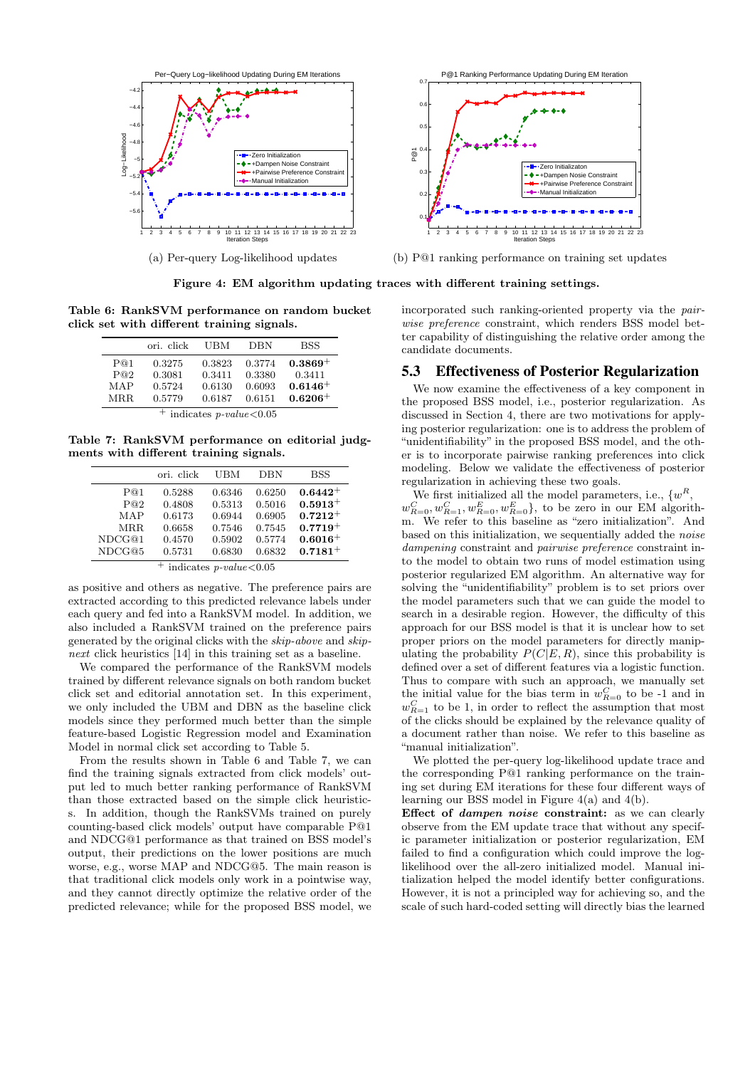(a) Per-query Log-likelihood updates

(b) P@1 ranking performance on training set updates

**Figure 4: EM algorithm updating traces with different training settings.**

**Table 6: RankSVM performance on random bucket click set with different training signals.**

| | ori. click | UBM | DBN | BSS |
|---|---|---|---|---|
| P@1 | 0.3275 | 0.3823 | 0.3774 | **0.3869**$^+$ |
| P@2 | 0.3081 | 0.3411 | 0.3380 | 0.3411 |
| MAP | 0.5724 | 0.6130 | 0.6093 | **0.6146**$^+$ |
| MRR | 0.5779 | 0.6187 | 0.6151 | **0.6206**$^+$ |

$^+$ indicates *p-value*<0.05

**Table 7: RankSVM performance on editorial judgments with different training signals.**

| | ori. click | UBM | DBN | BSS |
|---|---|---|---|---|
| P@1 | 0.5288 | 0.6346 | 0.6250 | **0.6442**$^+$ |
| P@2 | 0.4808 | 0.5313 | 0.5016 | **0.5913**$^+$ |
| MAP | 0.6173 | 0.6944 | 0.6905 | **0.7212**$^+$ |
| MRR | 0.6658 | 0.7546 | 0.7545 | **0.7719**$^+$ |
| NDCG@1 | 0.4570 | 0.5902 | 0.5774 | **0.6016**$^+$ |
| NDCG@5 | 0.5731 | 0.6830 | 0.6832 | **0.7181**$^+$ |

$^+$ indicates *p-value*<0.05

as positive and others as negative. The preference pairs are extracted according to this predicted relevance labels under each query and fed into a RankSVM model. In addition, we also included a RankSVM trained on the preference pairs generated by the original clicks with the *skip-above* and *skip-next* click heuristics [14] in this training set as a baseline.

We compared the performance of the RankSVM models trained by different relevance signals on both random bucket click set and editorial annotation set. In this experiment, we only included the UBM and DBN as the baseline click models since they performed much better than the simple feature-based Logistic Regression model and Examination Model in normal click set according to Table 5.

From the results shown in Table 6 and Table 7, we can find the training signals extracted from click models' output led to much better ranking performance of RankSVM than those extracted based on the simple click heuristics. In addition, though the RankSVMs trained on purely counting-based click models' output have comparable P@1 and NDCG@1 performance as that trained on BSS model's output, their predictions on the lower positions are much worse, e.g., worse MAP and NDCG@5. The main reason is that traditional click models only work in a pointwise way, and they cannot directly optimize the relative order of the predicted relevance; while for the proposed BSS model, we incorporated such ranking-oriented property via the *pairwise preference* constraint, which renders BSS model better capability of distinguishing the relative order among the candidate documents.

## 5.3 Effectiveness of Posterior Regularization

We now examine the effectiveness of a key component in the proposed BSS model, i.e., posterior regularization. As discussed in Section 4, there are two motivations for applying posterior regularization: one is to address the problem of "unidentifiability" in the proposed BSS model, and the other is to incorporate pairwise ranking preferences into click modeling. Below we validate the effectiveness of posterior regularization in achieving these two goals.

We first initialized all the model parameters, i.e., $\{w^R, w^C_{R=0}, w^C_{R=1}, w^E_{R=0}, w^E_{R=0}\}$, to be zero in our EM algorithm. We refer to this baseline as "zero initialization". And based on this initialization, we sequentially added the *noise dampening* constraint and *pairwise preference* constraint into the model to obtain two runs of model estimation using posterior regularized EM algorithm. An alternative way for solving the "unidentifiability" problem is to set priors over the model parameters such that we can guide the model to search in a desirable region. However, the difficulty of this approach for our BSS model is that it is unclear how to set proper priors on the model parameters for directly manipulating the probability $P(C|E, R)$, since this probability is defined over a set of different features via a logistic function. Thus to compare with such an approach, we manually set the initial value for the bias term in $w^C_{R=0}$ to be -1 and in $w^C_{R=1}$ to be 1, in order to reflect the assumption that most of the clicks should be explained by the relevance quality of a document rather than noise. We refer to this baseline as "manual initialization".

We plotted the per-query log-likelihood update trace and the corresponding P@1 ranking performance on the training set during EM iterations for these four different ways of learning our BSS model in Figure 4(a) and 4(b).

**Effect of *dampen noise* constraint:** as we can clearly observe from the EM update trace that without any specific parameter initialization or posterior regularization, EM failed to find a configuration which could improve the log-likelihood over the all-zero initialized model. Manual initialization helped the model identify better configurations. However, it is not a principled way for achieving so, and the scale of such hard-coded setting will directly bias the learned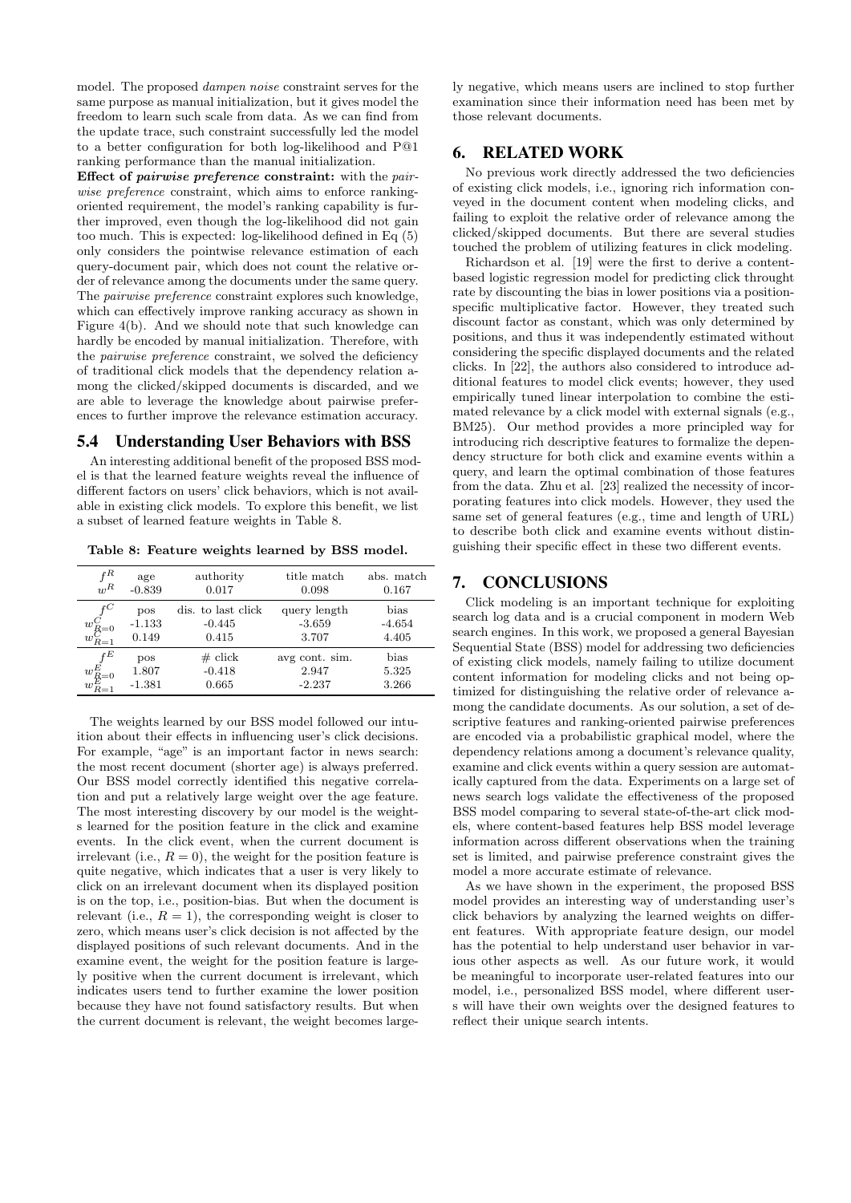model. The proposed *dampen noise* constraint serves for the same purpose as manual initialization, but it gives model the freedom to learn such scale from data. As we can find from the update trace, such constraint successfully led the model to a better configuration for both log-likelihood and P@1 ranking performance than the manual initialization.

**Effect of *pairwise preference* constraint:** with the *pairwise preference* constraint, which aims to enforce ranking-oriented requirement, the model's ranking capability is further improved, even though the log-likelihood did not gain too much. This is expected: log-likelihood defined in Eq (5) only considers the pointwise relevance estimation of each query-document pair, which does not count the relative order of relevance among the documents under the same query. The *pairwise preference* constraint explores such knowledge, which can effectively improve ranking accuracy as shown in Figure 4(b). And we should note that such knowledge can hardly be encoded by manual initialization. Therefore, with the *pairwise preference* constraint, we solved the deficiency of traditional click models that the dependency relation among the clicked/skipped documents is discarded, and we are able to leverage the knowledge about pairwise preferences to further improve the relevance estimation accuracy.

## 5.4 Understanding User Behaviors with BSS

An interesting additional benefit of the proposed BSS model is that the learned feature weights reveal the influence of different factors on users' click behaviors, which is not available in existing click models. To explore this benefit, we list a subset of learned feature weights in Table 8.

**Table 8: Feature weights learned by BSS model.**

| $f^R$ | age | authority | title match | abs. match |
|---|---|---|---|---|
| $w^R$ | -0.839 | 0.017 | 0.098 | 0.167 |
| $f^C$ | pos | dis. to last click | query length | bias |
| $w^C_{R=0}$ | -1.133 | -0.445 | -3.659 | -4.654 |
| $w^C_{R=1}$ | 0.149 | 0.415 | 3.707 | 4.405 |
| $f^E$ | pos | # click | avg cont. sim. | bias |
| $w^E_{R=0}$ | 1.807 | -0.418 | 2.947 | 5.325 |
| $w^E_{R=1}$ | -1.381 | 0.665 | -2.237 | 3.266 |

The weights learned by our BSS model followed our intuition about their effects in influencing user's click decisions. For example, "age" is an important factor in news search: the most recent document (shorter age) is always preferred. Our BSS model correctly identified this negative correlation and put a relatively large weight over the age feature. The most interesting discovery by our model is the weights learned for the position feature in the click and examine events. In the click event, when the current document is irrelevant (i.e., $R = 0$), the weight for the position feature is quite negative, which indicates that a user is very likely to click on an irrelevant document when its displayed position is on the top, i.e., position-bias. But when the document is relevant (i.e., $R = 1$), the corresponding weight is closer to zero, which means user's click decision is not affected by the displayed positions of such relevant documents. And in the examine event, the weight for the position feature is largely positive when the current document is irrelevant, which indicates users tend to further examine the lower position because they have not found satisfactory results. But when the current document is relevant, the weight becomes largely negative, which means users are inclined to stop further examination since their information need has been met by those relevant documents.

# 6. RELATED WORK

No previous work directly addressed the two deficiencies of existing click models, i.e., ignoring rich information conveyed in the document content when modeling clicks, and failing to exploit the relative order of relevance among the clicked/skipped documents. But there are several studies touched the problem of utilizing features in click modeling.

Richardson et al. [19] were the first to derive a content-based logistic regression model for predicting click throught rate by discounting the bias in lower positions via a position-specific multiplicative factor. However, they treated such discount factor as constant, which was only determined by positions, and thus it was independently estimated without considering the specific displayed documents and the related clicks. In [22], the authors also considered to introduce additional features to model click events; however, they used empirically tuned linear interpolation to combine the estimated relevance by a click model with external signals (e.g., BM25). Our method provides a more principled way for introducing rich descriptive features to formalize the dependency structure for both click and examine events within a query, and learn the optimal combination of those features from the data. Zhu et al. [23] realized the necessity of incorporating features into click models. However, they used the same set of general features (e.g., time and length of URL) to describe both click and examine events without distinguishing their specific effect in these two different events.

# 7. CONCLUSIONS

Click modeling is an important technique for exploiting search log data and is a crucial component in modern Web search engines. In this work, we proposed a general Bayesian Sequential State (BSS) model for addressing two deficiencies of existing click models, namely failing to utilize document content information for modeling clicks and not being optimized for distinguishing the relative order of relevance among the candidate documents. As our solution, a set of descriptive features and ranking-oriented pairwise preferences are encoded via a probabilistic graphical model, where the dependency relations among a document's relevance quality, examine and click events within a query session are automatically captured from the data. Experiments on a large set of news search logs validate the effectiveness of the proposed BSS model comparing to several state-of-the-art click models, where content-based features help BSS model leverage information across different observations when the training set is limited, and pairwise preference constraint gives the model a more accurate estimate of relevance.

As we have shown in the experiment, the proposed BSS model provides an interesting way of understanding user's click behaviors by analyzing the learned weights on different features. With appropriate feature design, our model has the potential to help understand user behavior in various other aspects as well. As our future work, it would be meaningful to incorporate user-related features into our model, i.e., personalized BSS model, where different users will have their own weights over the designed features to reflect their unique search intents.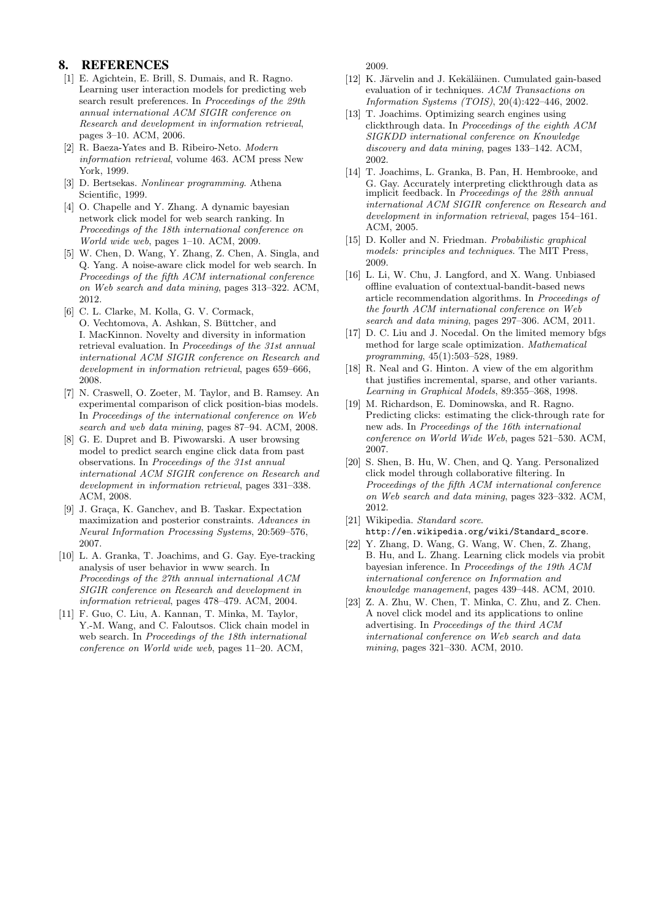## 8. REFERENCES

[1] E. Agichtein, E. Brill, S. Dumais, and R. Ragno. Learning user interaction models for predicting web search result preferences. In *Proceedings of the 29th annual international ACM SIGIR conference on Research and development in information retrieval*, pages 3–10. ACM, 2006.

[2] R. Baeza-Yates and B. Ribeiro-Neto. *Modern information retrieval*, volume 463. ACM press New York, 1999.

[3] D. Bertsekas. *Nonlinear programming*. Athena Scientific, 1999.

[4] O. Chapelle and Y. Zhang. A dynamic bayesian network click model for web search ranking. In *Proceedings of the 18th international conference on World wide web*, pages 1–10. ACM, 2009.

[5] W. Chen, D. Wang, Y. Zhang, Z. Chen, A. Singla, and Q. Yang. A noise-aware click model for web search. In *Proceedings of the fifth ACM international conference on Web search and data mining*, pages 313–322. ACM, 2012.

[6] C. L. Clarke, M. Kolla, G. V. Cormack, O. Vechtomova, A. Ashkan, S. Büttcher, and I. MacKinnon. Novelty and diversity in information retrieval evaluation. In *Proceedings of the 31st annual international ACM SIGIR conference on Research and development in information retrieval*, pages 659–666, 2008.

[7] N. Craswell, O. Zoeter, M. Taylor, and B. Ramsey. An experimental comparison of click position-bias models. In *Proceedings of the international conference on Web search and web data mining*, pages 87–94. ACM, 2008.

[8] G. E. Dupret and B. Piwowarski. A user browsing model to predict search engine click data from past observations. In *Proceedings of the 31st annual international ACM SIGIR conference on Research and development in information retrieval*, pages 331–338. ACM, 2008.

[9] J. Graça, K. Ganchev, and B. Taskar. Expectation maximization and posterior constraints. *Advances in Neural Information Processing Systems*, 20:569–576, 2007.

[10] L. A. Granka, T. Joachims, and G. Gay. Eye-tracking analysis of user behavior in www search. In *Proceedings of the 27th annual international ACM SIGIR conference on Research and development in information retrieval*, pages 478–479. ACM, 2004.

[11] F. Guo, C. Liu, A. Kannan, T. Minka, M. Taylor, Y.-M. Wang, and C. Faloutsos. Click chain model in web search. In *Proceedings of the 18th international conference on World wide web*, pages 11–20. ACM, 2009.

[12] K. Järvelin and J. Kekäläinen. Cumulated gain-based evaluation of ir techniques. *ACM Transactions on Information Systems (TOIS)*, 20(4):422–446, 2002.

[13] T. Joachims. Optimizing search engines using clickthrough data. In *Proceedings of the eighth ACM SIGKDD international conference on Knowledge discovery and data mining*, pages 133–142. ACM, 2002.

[14] T. Joachims, L. Granka, B. Pan, H. Hembrooke, and G. Gay. Accurately interpreting clickthrough data as implicit feedback. In *Proceedings of the 28th annual international ACM SIGIR conference on Research and development in information retrieval*, pages 154–161. ACM, 2005.

[15] D. Koller and N. Friedman. *Probabilistic graphical models: principles and techniques*. The MIT Press, 2009.

[16] L. Li, W. Chu, J. Langford, and X. Wang. Unbiased offline evaluation of contextual-bandit-based news article recommendation algorithms. In *Proceedings of the fourth ACM international conference on Web search and data mining*, pages 297–306. ACM, 2011.

[17] D. C. Liu and J. Nocedal. On the limited memory bfgs method for large scale optimization. *Mathematical programming*, 45(1):503–528, 1989.

[18] R. Neal and G. Hinton. A view of the em algorithm that justifies incremental, sparse, and other variants. *Learning in Graphical Models*, 89:355–368, 1998.

[19] M. Richardson, E. Dominowska, and R. Ragno. Predicting clicks: estimating the click-through rate for new ads. In *Proceedings of the 16th international conference on World Wide Web*, pages 521–530. ACM, 2007.

[20] S. Shen, B. Hu, W. Chen, and Q. Yang. Personalized click model through collaborative filtering. In *Proceedings of the fifth ACM international conference on Web search and data mining*, pages 323–332. ACM, 2012.

[21] Wikipedia. *Standard score*. http://en.wikipedia.org/wiki/Standard_score.

[22] Y. Zhang, D. Wang, G. Wang, W. Chen, Z. Zhang, B. Hu, and L. Zhang. Learning click models via probit bayesian inference. In *Proceedings of the 19th ACM international conference on Information and knowledge management*, pages 439–448. ACM, 2010.

[23] Z. A. Zhu, W. Chen, T. Minka, C. Zhu, and Z. Chen. A novel click model and its applications to online advertising. In *Proceedings of the third ACM international conference on Web search and data mining*, pages 321–330. ACM, 2010.